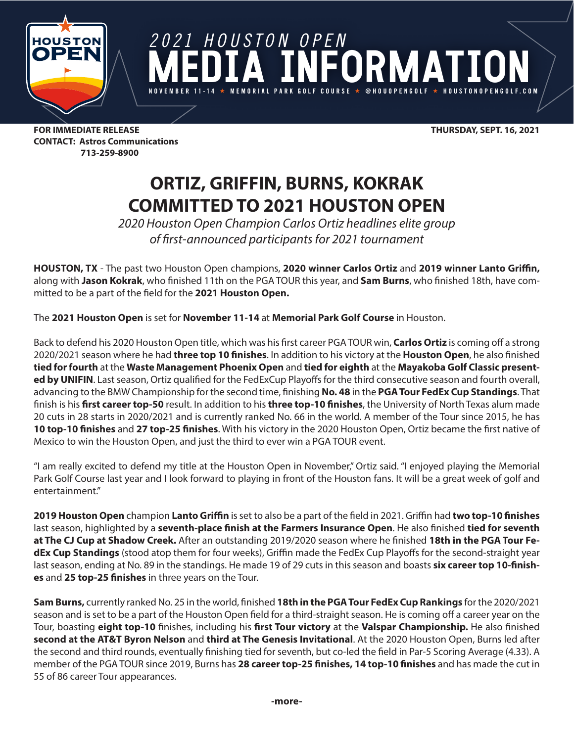# 2021 HOUSTON OPEN MEDIA INFORMATION

NOVEMBER 11-14 ★ MEMORIAL PARK GOLF COURSE ★ @HOUOPENGOLF ★ HOUSTONOPENGOLF.COM

**FOR IMMEDIATE RELEASE** **THURSDAY, SEPT. 16, 2021**
**CONTACT: Astros Communications**
**713-259-8900**

# ORTIZ, GRIFFIN, BURNS, KOKRAK COMMITTED TO 2021 HOUSTON OPEN

*2020 Houston Open Champion Carlos Ortiz headlines elite group of first-announced participants for 2021 tournament*

**HOUSTON, TX** - The past two Houston Open champions, **2020 winner Carlos Ortiz** and **2019 winner Lanto Griffin,** along with **Jason Kokrak**, who finished 11th on the PGA TOUR this year, and **Sam Burns**, who finished 18th, have committed to be a part of the field for the **2021 Houston Open.**

The **2021 Houston Open** is set for **November 11-14** at **Memorial Park Golf Course** in Houston.

Back to defend his 2020 Houston Open title, which was his first career PGA TOUR win, **Carlos Ortiz** is coming off a strong 2020/2021 season where he had **three top 10 finishes**. In addition to his victory at the **Houston Open**, he also finished **tied for fourth** at the **Waste Management Phoenix Open** and **tied for eighth** at the **Mayakoba Golf Classic presented by UNIFIN**. Last season, Ortiz qualified for the FedExCup Playoffs for the third consecutive season and fourth overall, advancing to the BMW Championship for the second time, finishing **No. 48** in the **PGA Tour FedEx Cup Standings**. That finish is his **first career top-50** result. In addition to his **three top-10 finishes**, the University of North Texas alum made 20 cuts in 28 starts in 2020/2021 and is currently ranked No. 66 in the world. A member of the Tour since 2015, he has **10 top-10 finishes** and **27 top-25 finishes**. With his victory in the 2020 Houston Open, Ortiz became the first native of Mexico to win the Houston Open, and just the third to ever win a PGA TOUR event.

"I am really excited to defend my title at the Houston Open in November," Ortiz said. "I enjoyed playing the Memorial Park Golf Course last year and I look forward to playing in front of the Houston fans. It will be a great week of golf and entertainment."

**2019 Houston Open** champion **Lanto Griffin** is set to also be a part of the field in 2021. Griffin had **two top-10 finishes** last season, highlighted by a **seventh-place finish at the Farmers Insurance Open**. He also finished **tied for seventh at The CJ Cup at Shadow Creek.** After an outstanding 2019/2020 season where he finished **18th in the PGA Tour FedEx Cup Standings** (stood atop them for four weeks), Griffin made the FedEx Cup Playoffs for the second-straight year last season, ending at No. 89 in the standings. He made 19 of 29 cuts in this season and boasts **six career top 10-finishes** and **25 top-25 finishes** in three years on the Tour.

**Sam Burns,** currently ranked No. 25 in the world, finished **18th in the PGA Tour FedEx Cup Rankings** for the 2020/2021 season and is set to be a part of the Houston Open field for a third-straight season. He is coming off a career year on the Tour, boasting **eight top-10** finishes, including his **first Tour victory** at the **Valspar Championship.** He also finished **second at the AT&T Byron Nelson** and **third at The Genesis Invitational**. At the 2020 Houston Open, Burns led after the second and third rounds, eventually finishing tied for seventh, but co-led the field in Par-5 Scoring Average (4.33). A member of the PGA TOUR since 2019, Burns has **28 career top-25 finishes, 14 top-10 finishes** and has made the cut in 55 of 86 career Tour appearances.

**-more-**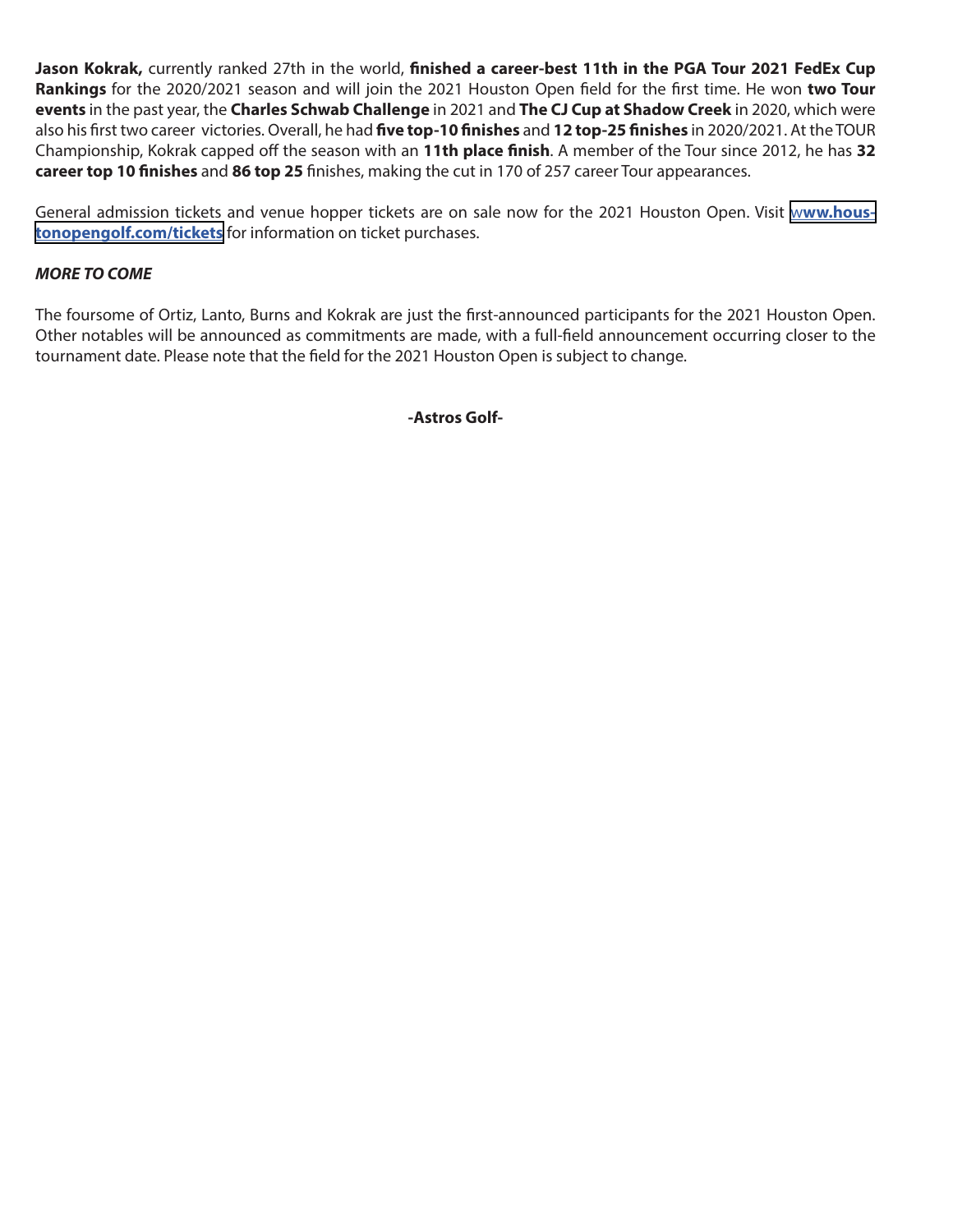**Jason Kokrak,** currently ranked 27th in the world, **finished a career-best 11th in the PGA Tour 2021 FedEx Cup Rankings** for the 2020/2021 season and will join the 2021 Houston Open field for the first time. He won **two Tour events** in the past year, the **Charles Schwab Challenge** in 2021 and **The CJ Cup at Shadow Creek** in 2020, which were also his first two career victories. Overall, he had **five top-10 finishes** and **12 top-25 finishes** in 2020/2021. At the TOUR Championship, Kokrak capped off the season with an **11th place finish**. A member of the Tour since 2012, he has **32 career top 10 finishes** and **86 top 25** finishes, making the cut in 170 of 257 career Tour appearances.

General admission tickets and venue hopper tickets are on sale now for the 2021 Houston Open. Visit **www.houstonopengolf.com/tickets** for information on ticket purchases.

***MORE TO COME***

The foursome of Ortiz, Lanto, Burns and Kokrak are just the first-announced participants for the 2021 Houston Open. Other notables will be announced as commitments are made, with a full-field announcement occurring closer to the tournament date. Please note that the field for the 2021 Houston Open is subject to change.

**-Astros Golf-**